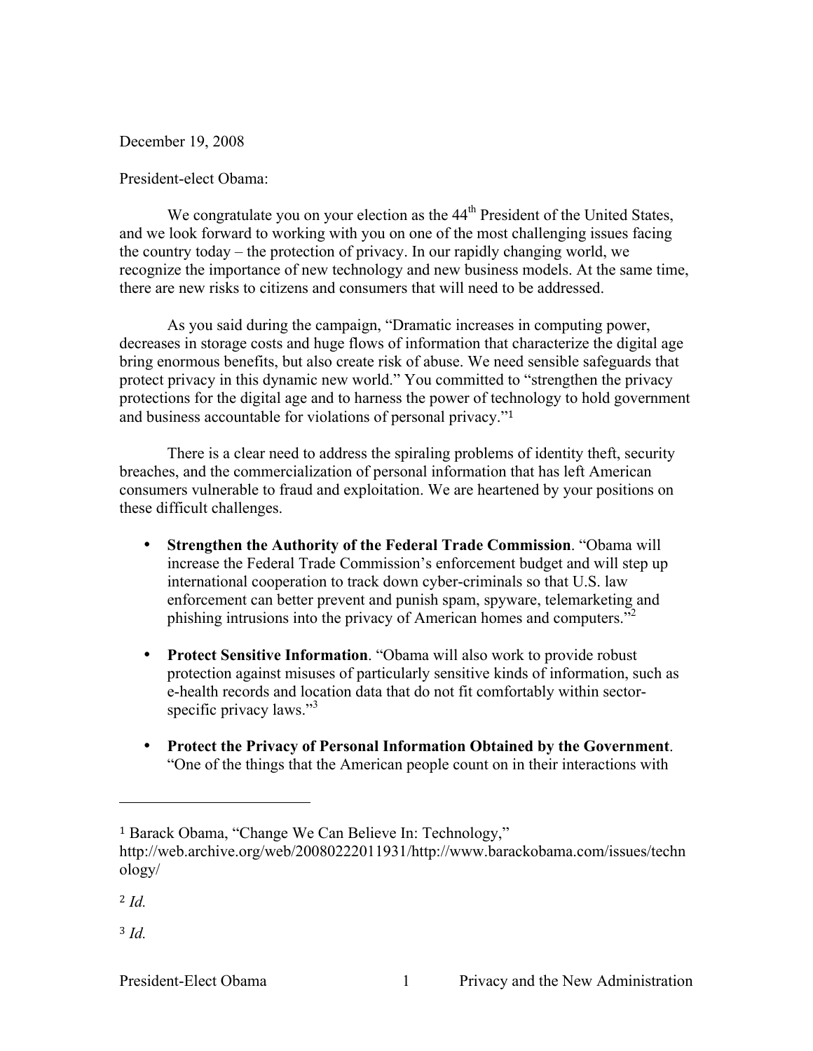December 19, 2008

President-elect Obama:

We congratulate you on your election as the 44th President of the United States, and we look forward to working with you on one of the most challenging issues facing the country today – the protection of privacy. In our rapidly changing world, we recognize the importance of new technology and new business models. At the same time, there are new risks to citizens and consumers that will need to be addressed.

As you said during the campaign, "Dramatic increases in computing power, decreases in storage costs and huge flows of information that characterize the digital age bring enormous benefits, but also create risk of abuse. We need sensible safeguards that protect privacy in this dynamic new world." You committed to "strengthen the privacy protections for the digital age and to harness the power of technology to hold government and business accountable for violations of personal privacy."[1]

There is a clear need to address the spiraling problems of identity theft, security breaches, and the commercialization of personal information that has left American consumers vulnerable to fraud and exploitation. We are heartened by your positions on these difficult challenges.

- **Strengthen the Authority of the Federal Trade Commission**. "Obama will increase the Federal Trade Commission's enforcement budget and will step up international cooperation to track down cyber-criminals so that U.S. law enforcement can better prevent and punish spam, spyware, telemarketing and phishing intrusions into the privacy of American homes and computers."[2]

- **Protect Sensitive Information**. "Obama will also work to provide robust protection against misuses of particularly sensitive kinds of information, such as e-health records and location data that do not fit comfortably within sector-specific privacy laws."[3]

- **Protect the Privacy of Personal Information Obtained by the Government**. "One of the things that the American people count on in their interactions with

---

[1] Barack Obama, "Change We Can Believe In: Technology," http://web.archive.org/web/20080222011931/http://www.barackobama.com/issues/technology/

[2] *Id.*

[3] *Id.*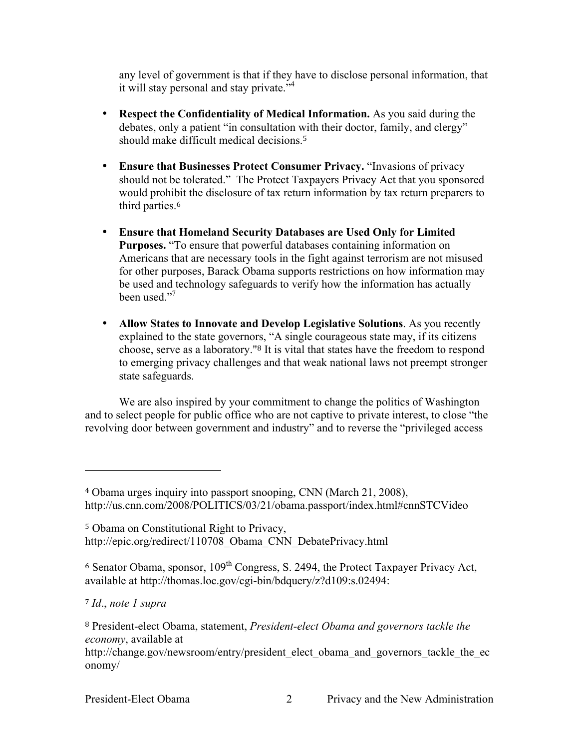any level of government is that if they have to disclose personal information, that it will stay personal and stay private."[4]

- **Respect the Confidentiality of Medical Information.** As you said during the debates, only a patient "in consultation with their doctor, family, and clergy" should make difficult medical decisions.[5]

- **Ensure that Businesses Protect Consumer Privacy.** "Invasions of privacy should not be tolerated." The Protect Taxpayers Privacy Act that you sponsored would prohibit the disclosure of tax return information by tax return preparers to third parties.[6]

- **Ensure that Homeland Security Databases are Used Only for Limited Purposes.** "To ensure that powerful databases containing information on Americans that are necessary tools in the fight against terrorism are not misused for other purposes, Barack Obama supports restrictions on how information may be used and technology safeguards to verify how the information has actually been used."[7]

- **Allow States to Innovate and Develop Legislative Solutions**. As you recently explained to the state governors, "A single courageous state may, if its citizens choose, serve as a laboratory."[8] It is vital that states have the freedom to respond to emerging privacy challenges and that weak national laws not preempt stronger state safeguards.

We are also inspired by your commitment to change the politics of Washington and to select people for public office who are not captive to private interest, to close "the revolving door between government and industry" and to reverse the "privileged access

---

[4] Obama urges inquiry into passport snooping, CNN (March 21, 2008), http://us.cnn.com/2008/POLITICS/03/21/obama.passport/index.html#cnnSTCVideo

[5] Obama on Constitutional Right to Privacy, http://epic.org/redirect/110708_Obama_CNN_DebatePrivacy.html

[6] Senator Obama, sponsor, 109th Congress, S. 2494, the Protect Taxpayer Privacy Act, available at http://thomas.loc.gov/cgi-bin/bdquery/z?d109:s.02494:

[7] *Id*., *note 1 supra*

[8] President-elect Obama, statement, *President-elect Obama and governors tackle the economy*, available at http://change.gov/newsroom/entry/president_elect_obama_and_governors_tackle_the_economy/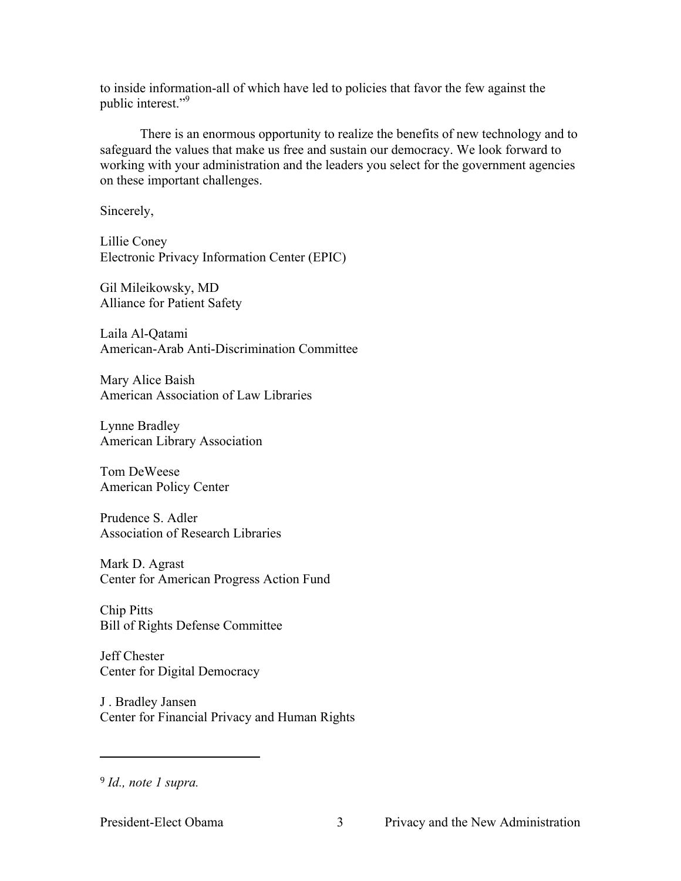to inside information-all of which have led to policies that favor the few against the public interest."[9]

There is an enormous opportunity to realize the benefits of new technology and to safeguard the values that make us free and sustain our democracy. We look forward to working with your administration and the leaders you select for the government agencies on these important challenges.

Sincerely,

Lillie Coney
Electronic Privacy Information Center (EPIC)

Gil Mileikowsky, MD
Alliance for Patient Safety

Laila Al-Qatami
American-Arab Anti-Discrimination Committee

Mary Alice Baish
American Association of Law Libraries

Lynne Bradley
American Library Association

Tom DeWeese
American Policy Center

Prudence S. Adler
Association of Research Libraries

Mark D. Agrast
Center for American Progress Action Fund

Chip Pitts
Bill of Rights Defense Committee

Jeff Chester
Center for Digital Democracy

J . Bradley Jansen
Center for Financial Privacy and Human Rights

---

[9] *Id., note 1 supra.*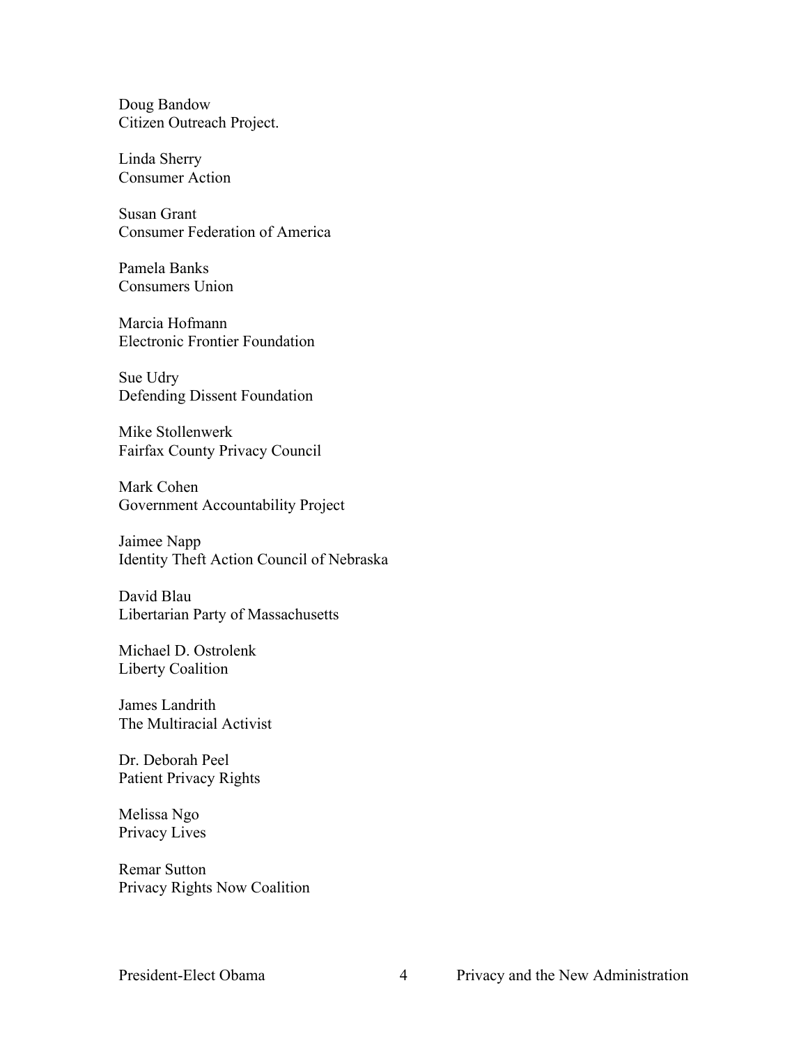Doug Bandow
Citizen Outreach Project.

Linda Sherry
Consumer Action

Susan Grant
Consumer Federation of America

Pamela Banks
Consumers Union

Marcia Hofmann
Electronic Frontier Foundation

Sue Udry
Defending Dissent Foundation

Mike Stollenwerk
Fairfax County Privacy Council

Mark Cohen
Government Accountability Project

Jaimee Napp
Identity Theft Action Council of Nebraska

David Blau
Libertarian Party of Massachusetts

Michael D. Ostrolenk
Liberty Coalition

James Landrith
The Multiracial Activist

Dr. Deborah Peel
Patient Privacy Rights

Melissa Ngo
Privacy Lives

Remar Sutton
Privacy Rights Now Coalition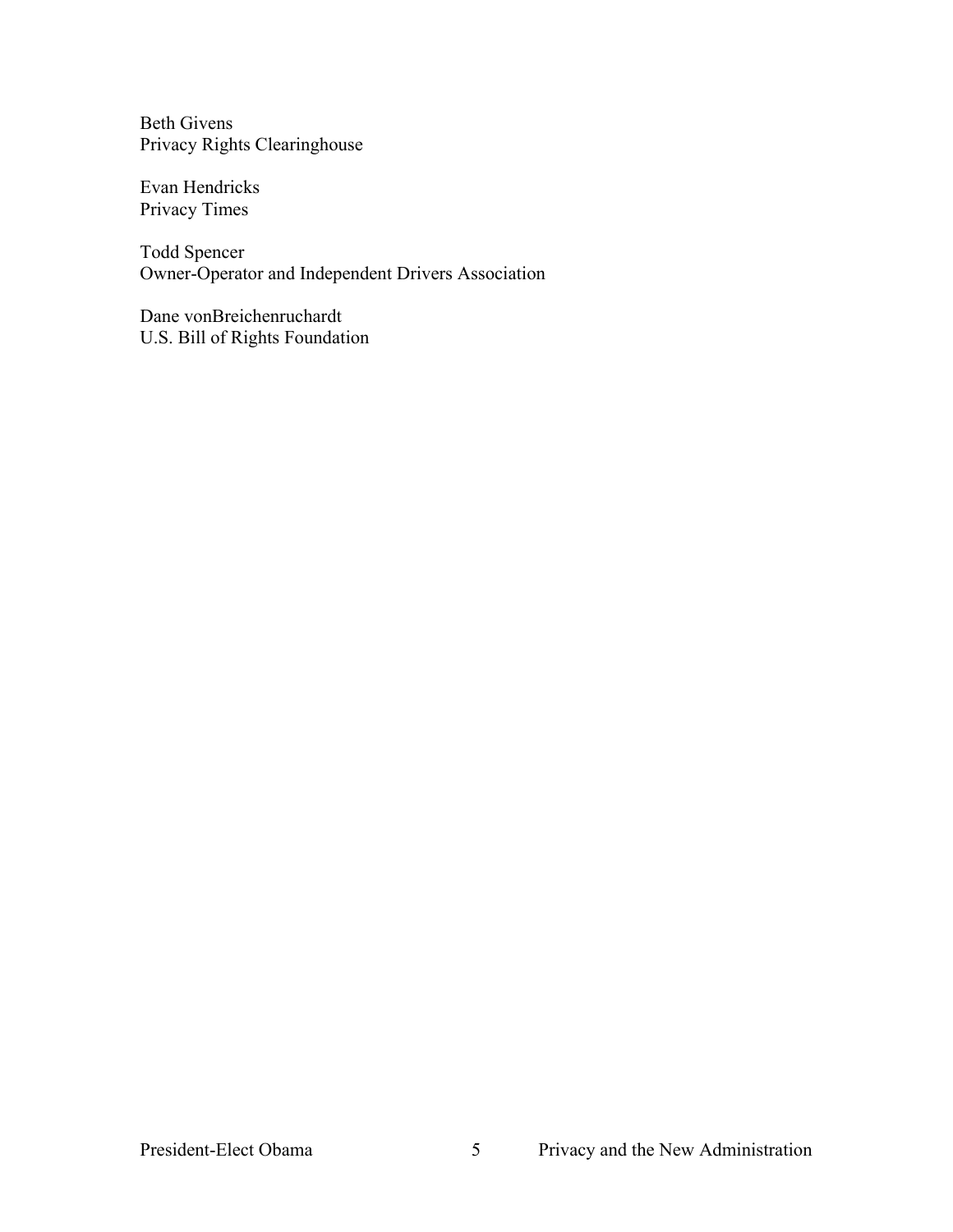Beth Givens
Privacy Rights Clearinghouse

Evan Hendricks
Privacy Times

Todd Spencer
Owner-Operator and Independent Drivers Association

Dane vonBreichenruchardt
U.S. Bill of Rights Foundation